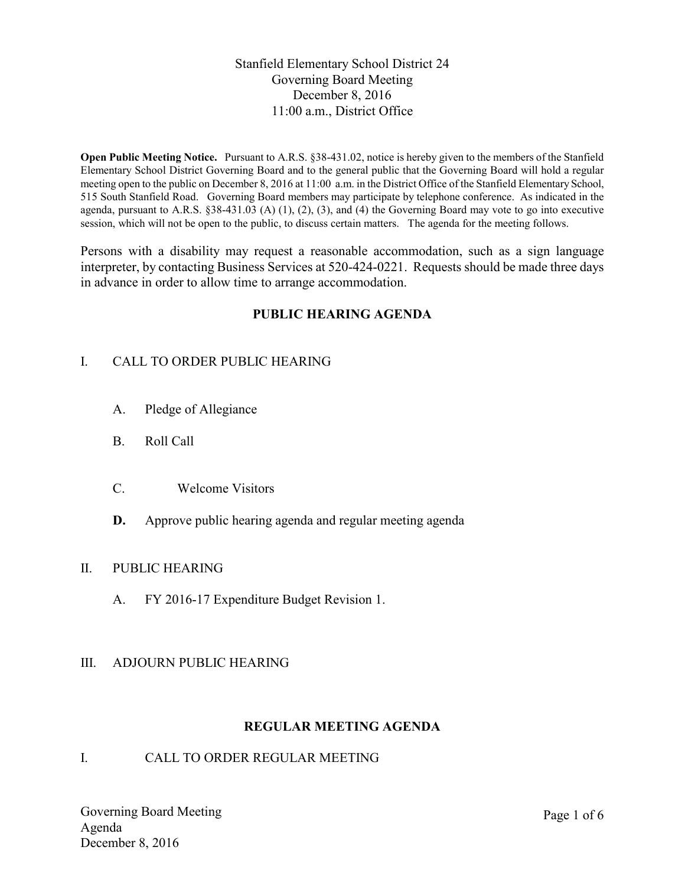# Stanfield Elementary School District 24
## Governing Board Meeting
## December 8, 2016
## 11:00 a.m., District Office

**Open Public Meeting Notice.** Pursuant to A.R.S. §38-431.02, notice is hereby given to the members of the Stanfield Elementary School District Governing Board and to the general public that the Governing Board will hold a regular meeting open to the public on December 8, 2016 at 11:00 a.m. in the District Office of the Stanfield Elementary School, 515 South Stanfield Road. Governing Board members may participate by telephone conference. As indicated in the agenda, pursuant to A.R.S. §38-431.03 (A) (1), (2), (3), and (4) the Governing Board may vote to go into executive session, which will not be open to the public, to discuss certain matters. The agenda for the meeting follows.

Persons with a disability may request a reasonable accommodation, such as a sign language interpreter, by contacting Business Services at 520-424-0221. Requests should be made three days in advance in order to allow time to arrange accommodation.

## PUBLIC HEARING AGENDA

I. CALL TO ORDER PUBLIC HEARING

- A. Pledge of Allegiance
- B. Roll Call
- C. Welcome Visitors
- **D.** Approve public hearing agenda and regular meeting agenda

II. PUBLIC HEARING

- A. FY 2016-17 Expenditure Budget Revision 1.

III. ADJOURN PUBLIC HEARING

## REGULAR MEETING AGENDA

I. CALL TO ORDER REGULAR MEETING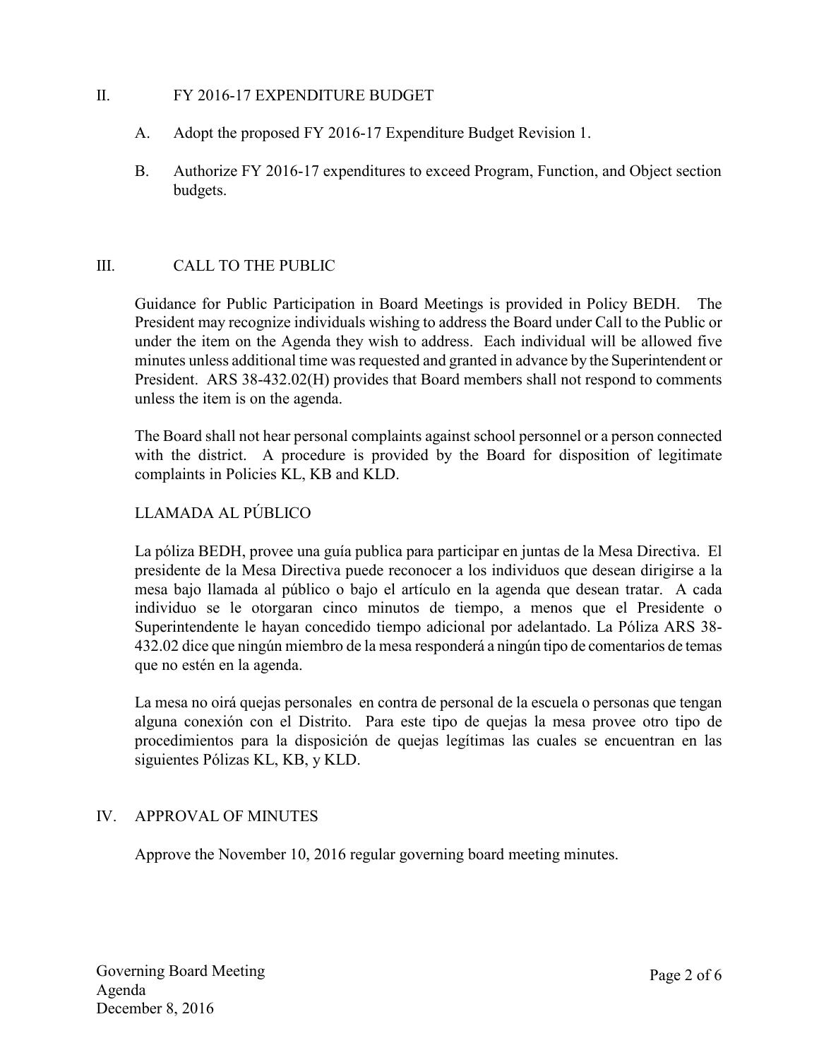## II. FY 2016-17 EXPENDITURE BUDGET

A. Adopt the proposed FY 2016-17 Expenditure Budget Revision 1.

B. Authorize FY 2016-17 expenditures to exceed Program, Function, and Object section budgets.

## III. CALL TO THE PUBLIC

Guidance for Public Participation in Board Meetings is provided in Policy BEDH. The President may recognize individuals wishing to address the Board under Call to the Public or under the item on the Agenda they wish to address. Each individual will be allowed five minutes unless additional time was requested and granted in advance by the Superintendent or President. ARS 38-432.02(H) provides that Board members shall not respond to comments unless the item is on the agenda.

The Board shall not hear personal complaints against school personnel or a person connected with the district. A procedure is provided by the Board for disposition of legitimate complaints in Policies KL, KB and KLD.

### LLAMADA AL PÚBLICO

La póliza BEDH, provee una guía publica para participar en juntas de la Mesa Directiva. El presidente de la Mesa Directiva puede reconocer a los individuos que desean dirigirse a la mesa bajo llamada al público o bajo el artículo en la agenda que desean tratar. A cada individuo se le otorgaran cinco minutos de tiempo, a menos que el Presidente o Superintendente le hayan concedido tiempo adicional por adelantado. La Póliza ARS 38-432.02 dice que ningún miembro de la mesa responderá a ningún tipo de comentarios de temas que no estén en la agenda.

La mesa no oirá quejas personales en contra de personal de la escuela o personas que tengan alguna conexión con el Distrito. Para este tipo de quejas la mesa provee otro tipo de procedimientos para la disposición de quejas legítimas las cuales se encuentran en las siguientes Pólizas KL, KB, y KLD.

## IV. APPROVAL OF MINUTES

Approve the November 10, 2016 regular governing board meeting minutes.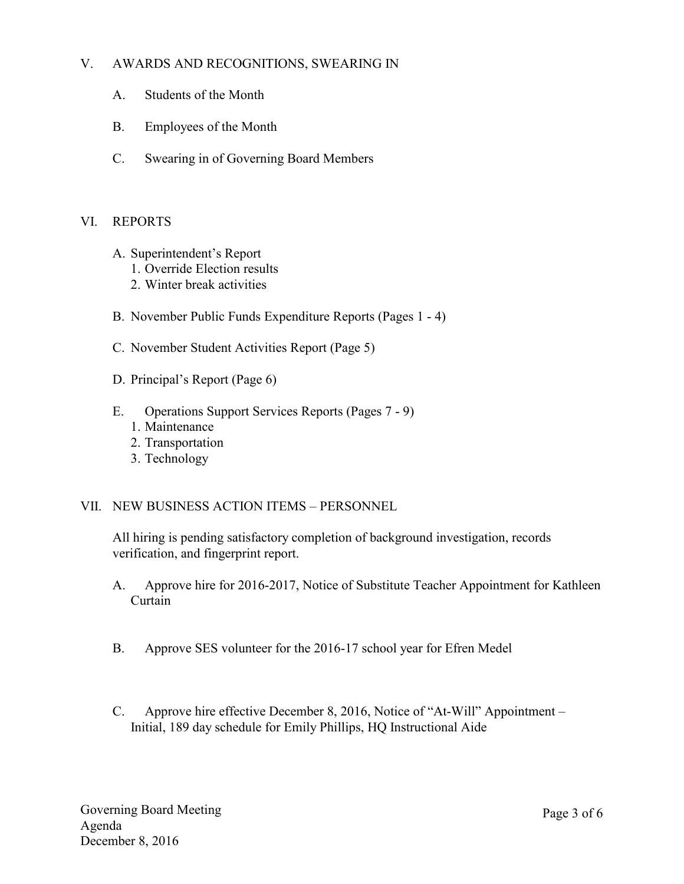## V. AWARDS AND RECOGNITIONS, SWEARING IN

A. Students of the Month

B. Employees of the Month

C. Swearing in of Governing Board Members

## VI. REPORTS

A. Superintendent's Report
   1. Override Election results
   2. Winter break activities

B. November Public Funds Expenditure Reports (Pages 1 - 4)

C. November Student Activities Report (Page 5)

D. Principal's Report (Page 6)

E. Operations Support Services Reports (Pages 7 - 9)
   1. Maintenance
   2. Transportation
   3. Technology

## VII. NEW BUSINESS ACTION ITEMS – PERSONNEL

All hiring is pending satisfactory completion of background investigation, records verification, and fingerprint report.

A. Approve hire for 2016-2017, Notice of Substitute Teacher Appointment for Kathleen Curtain

B. Approve SES volunteer for the 2016-17 school year for Efren Medel

C. Approve hire effective December 8, 2016, Notice of "At-Will" Appointment – Initial, 189 day schedule for Emily Phillips, HQ Instructional Aide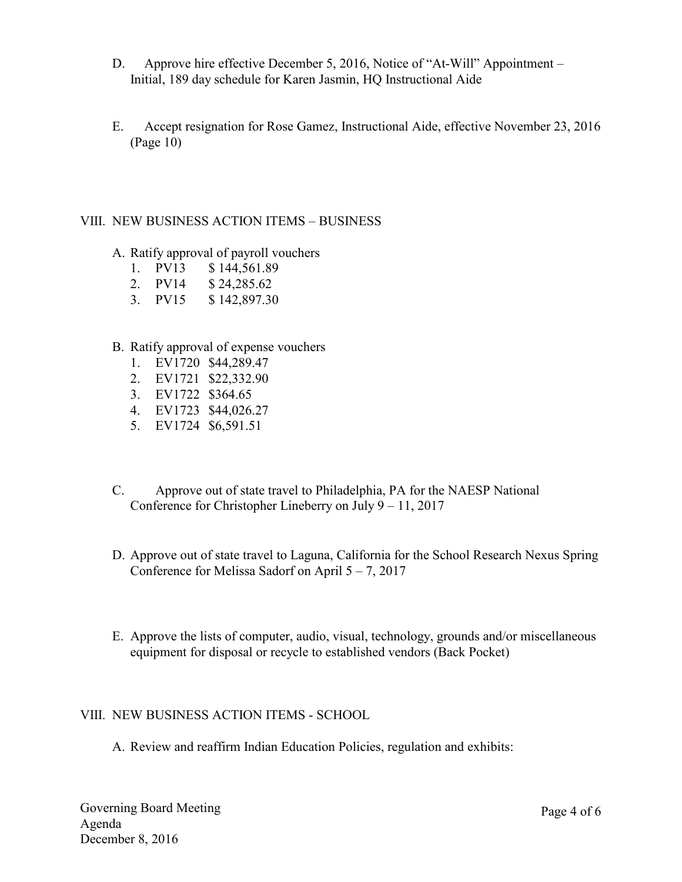D. Approve hire effective December 5, 2016, Notice of "At-Will" Appointment – Initial, 189 day schedule for Karen Jasmin, HQ Instructional Aide

E. Accept resignation for Rose Gamez, Instructional Aide, effective November 23, 2016 (Page 10)

## VIII. NEW BUSINESS ACTION ITEMS – BUSINESS

A. Ratify approval of payroll vouchers

1. PV13 $ 144,561.89
2. PV14 $ 24,285.62
3. PV15 $ 142,897.30

B. Ratify approval of expense vouchers

1. EV1720 $44,289.47
2. EV1721 $22,332.90
3. EV1722 $364.65
4. EV1723 $44,026.27
5. EV1724 $6,591.51

C. Approve out of state travel to Philadelphia, PA for the NAESP National Conference for Christopher Lineberry on July 9 – 11, 2017

D. Approve out of state travel to Laguna, California for the School Research Nexus Spring Conference for Melissa Sadorf on April 5 – 7, 2017

E. Approve the lists of computer, audio, visual, technology, grounds and/or miscellaneous equipment for disposal or recycle to established vendors (Back Pocket)

## VIII. NEW BUSINESS ACTION ITEMS - SCHOOL

A. Review and reaffirm Indian Education Policies, regulation and exhibits:

Governing Board Meeting
Agenda
December 8, 2016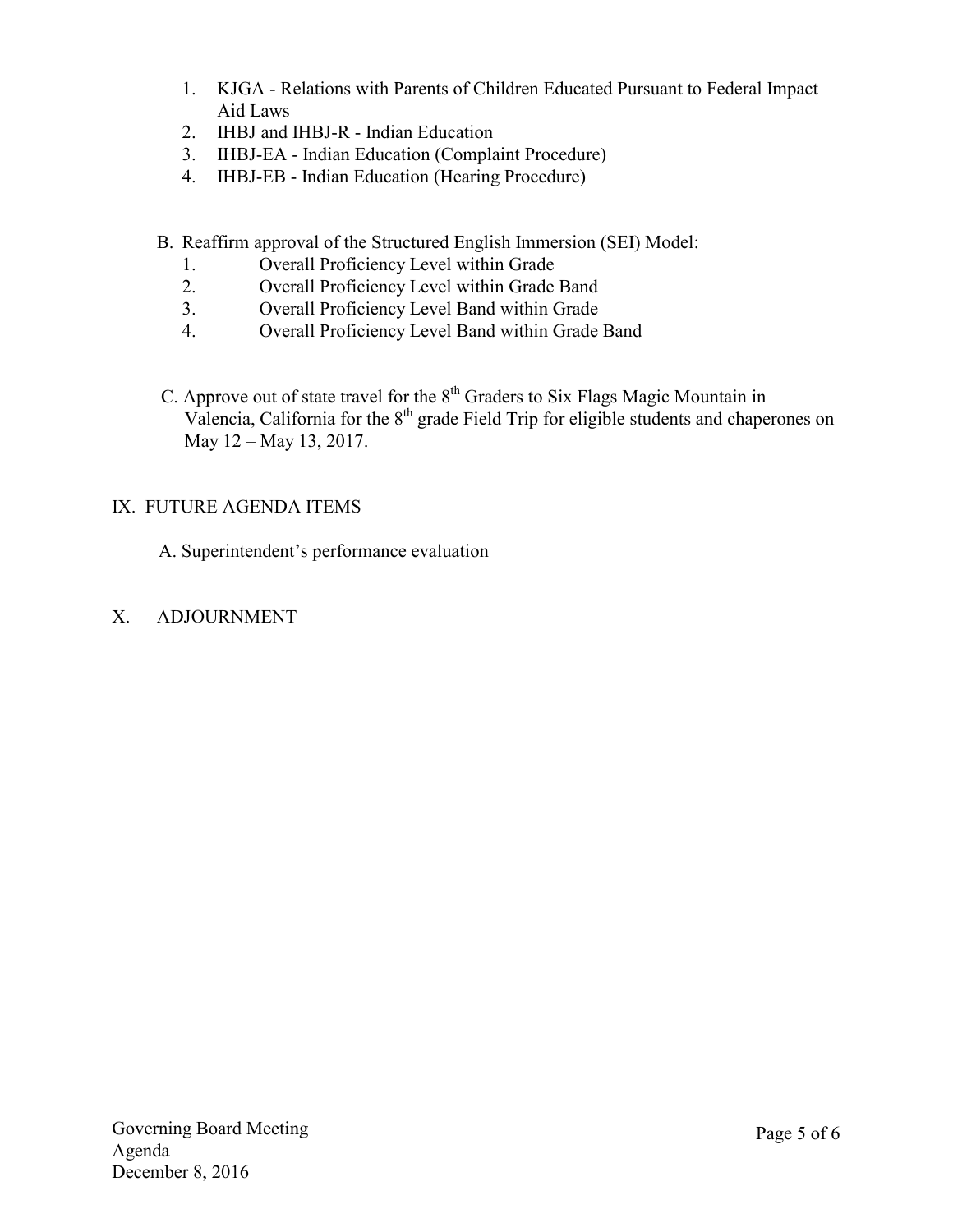1. KJGA - Relations with Parents of Children Educated Pursuant to Federal Impact Aid Laws
2. IHBJ and IHBJ-R - Indian Education
3. IHBJ-EA - Indian Education (Complaint Procedure)
4. IHBJ-EB - Indian Education (Hearing Procedure)

B. Reaffirm approval of the Structured English Immersion (SEI) Model:

1. Overall Proficiency Level within Grade
2. Overall Proficiency Level within Grade Band
3. Overall Proficiency Level Band within Grade
4. Overall Proficiency Level Band within Grade Band

C. Approve out of state travel for the 8th Graders to Six Flags Magic Mountain in Valencia, California for the 8th grade Field Trip for eligible students and chaperones on May 12 – May 13, 2017.

## IX. FUTURE AGENDA ITEMS

A. Superintendent's performance evaluation

## X. ADJOURNMENT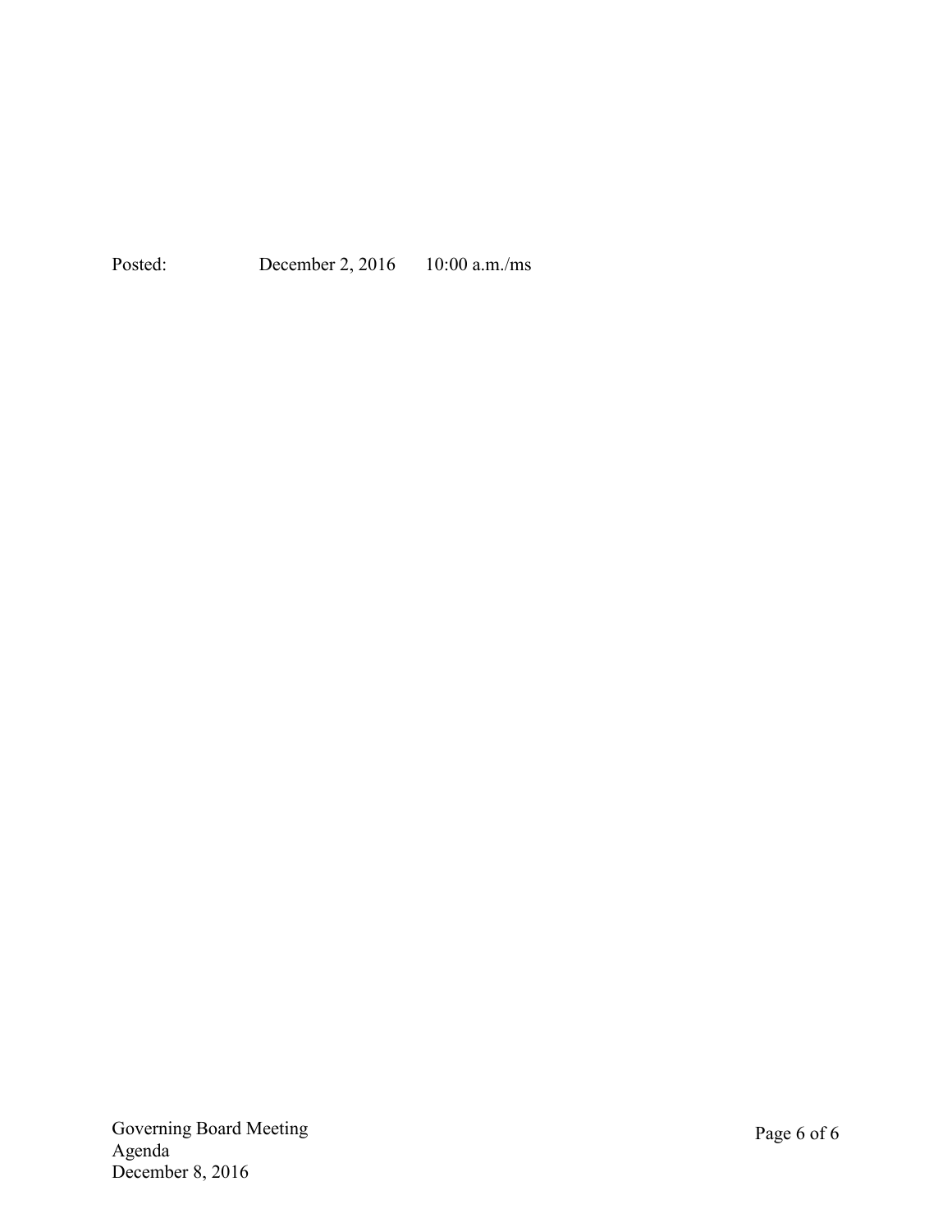Posted: December 2, 2016 10:00 a.m./ms